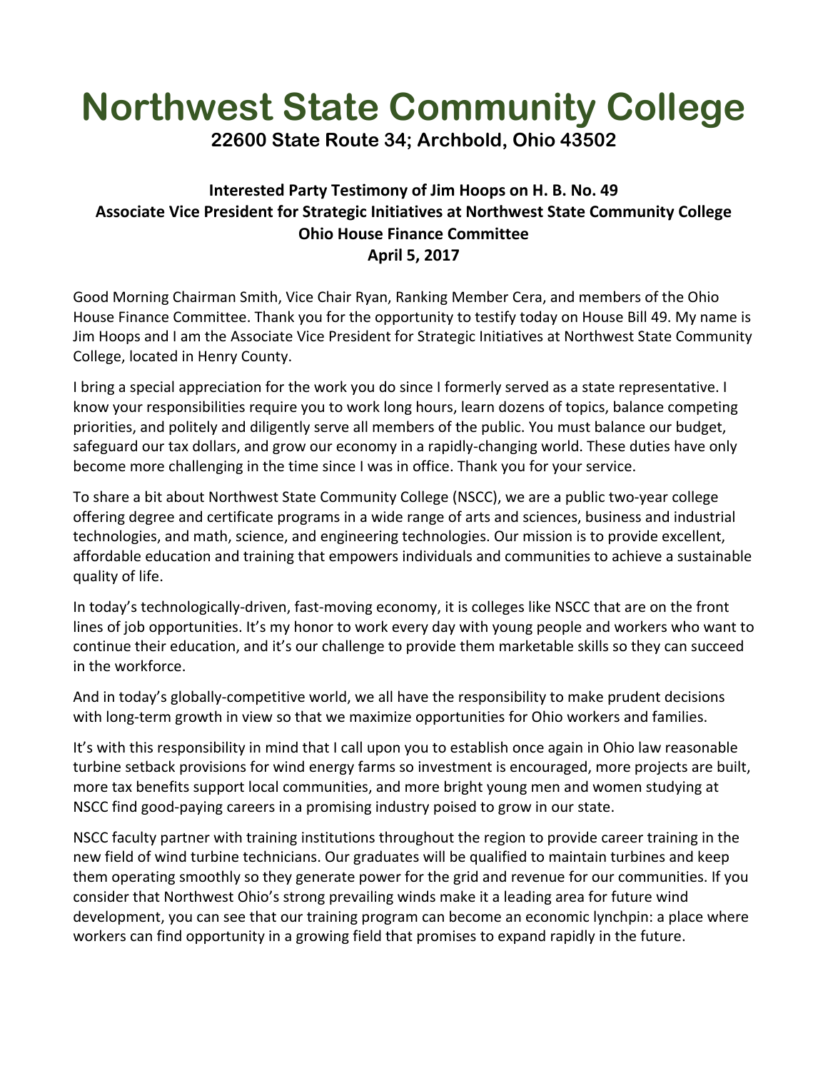# Northwest State Community College

**22600 State Route 34; Archbold, Ohio 43502**

**Interested Party Testimony of Jim Hoops on H. B. No. 49**
**Associate Vice President for Strategic Initiatives at Northwest State Community College**
**Ohio House Finance Committee**
**April 5, 2017**

Good Morning Chairman Smith, Vice Chair Ryan, Ranking Member Cera, and members of the Ohio House Finance Committee. Thank you for the opportunity to testify today on House Bill 49. My name is Jim Hoops and I am the Associate Vice President for Strategic Initiatives at Northwest State Community College, located in Henry County.

I bring a special appreciation for the work you do since I formerly served as a state representative. I know your responsibilities require you to work long hours, learn dozens of topics, balance competing priorities, and politely and diligently serve all members of the public. You must balance our budget, safeguard our tax dollars, and grow our economy in a rapidly-changing world. These duties have only become more challenging in the time since I was in office. Thank you for your service.

To share a bit about Northwest State Community College (NSCC), we are a public two-year college offering degree and certificate programs in a wide range of arts and sciences, business and industrial technologies, and math, science, and engineering technologies. Our mission is to provide excellent, affordable education and training that empowers individuals and communities to achieve a sustainable quality of life.

In today's technologically-driven, fast-moving economy, it is colleges like NSCC that are on the front lines of job opportunities. It's my honor to work every day with young people and workers who want to continue their education, and it's our challenge to provide them marketable skills so they can succeed in the workforce.

And in today's globally-competitive world, we all have the responsibility to make prudent decisions with long-term growth in view so that we maximize opportunities for Ohio workers and families.

It's with this responsibility in mind that I call upon you to establish once again in Ohio law reasonable turbine setback provisions for wind energy farms so investment is encouraged, more projects are built, more tax benefits support local communities, and more bright young men and women studying at NSCC find good-paying careers in a promising industry poised to grow in our state.

NSCC faculty partner with training institutions throughout the region to provide career training in the new field of wind turbine technicians. Our graduates will be qualified to maintain turbines and keep them operating smoothly so they generate power for the grid and revenue for our communities. If you consider that Northwest Ohio's strong prevailing winds make it a leading area for future wind development, you can see that our training program can become an economic lynchpin: a place where workers can find opportunity in a growing field that promises to expand rapidly in the future.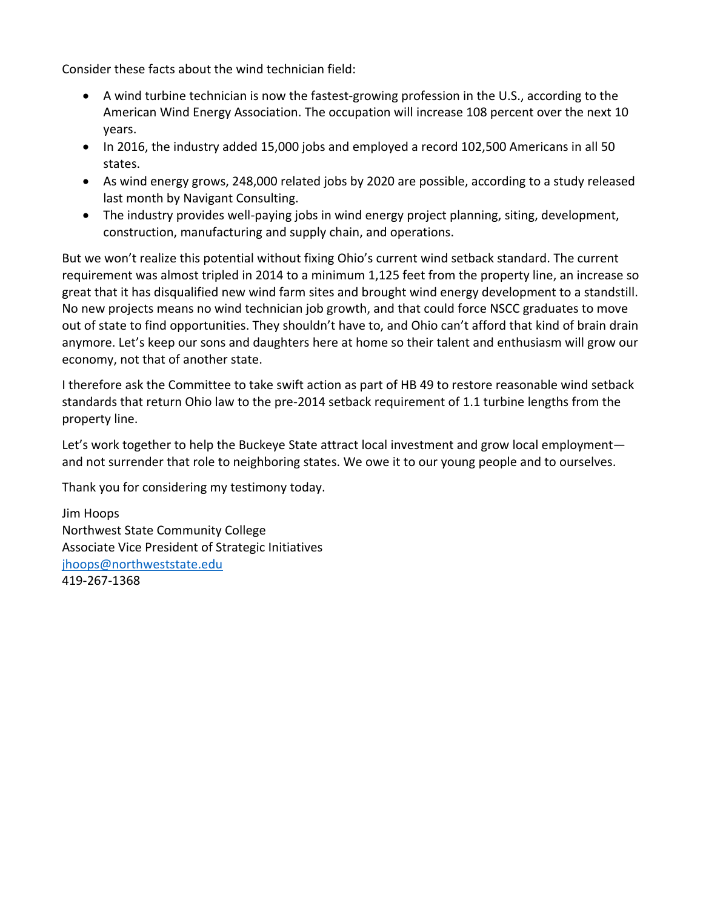Consider these facts about the wind technician field:

- A wind turbine technician is now the fastest-growing profession in the U.S., according to the American Wind Energy Association. The occupation will increase 108 percent over the next 10 years.
- In 2016, the industry added 15,000 jobs and employed a record 102,500 Americans in all 50 states.
- As wind energy grows, 248,000 related jobs by 2020 are possible, according to a study released last month by Navigant Consulting.
- The industry provides well-paying jobs in wind energy project planning, siting, development, construction, manufacturing and supply chain, and operations.

But we won't realize this potential without fixing Ohio's current wind setback standard. The current requirement was almost tripled in 2014 to a minimum 1,125 feet from the property line, an increase so great that it has disqualified new wind farm sites and brought wind energy development to a standstill. No new projects means no wind technician job growth, and that could force NSCC graduates to move out of state to find opportunities. They shouldn't have to, and Ohio can't afford that kind of brain drain anymore. Let's keep our sons and daughters here at home so their talent and enthusiasm will grow our economy, not that of another state.

I therefore ask the Committee to take swift action as part of HB 49 to restore reasonable wind setback standards that return Ohio law to the pre-2014 setback requirement of 1.1 turbine lengths from the property line.

Let's work together to help the Buckeye State attract local investment and grow local employment—and not surrender that role to neighboring states. We owe it to our young people and to ourselves.

Thank you for considering my testimony today.

Jim Hoops
Northwest State Community College
Associate Vice President of Strategic Initiatives
jhoops@northweststate.edu
419-267-1368